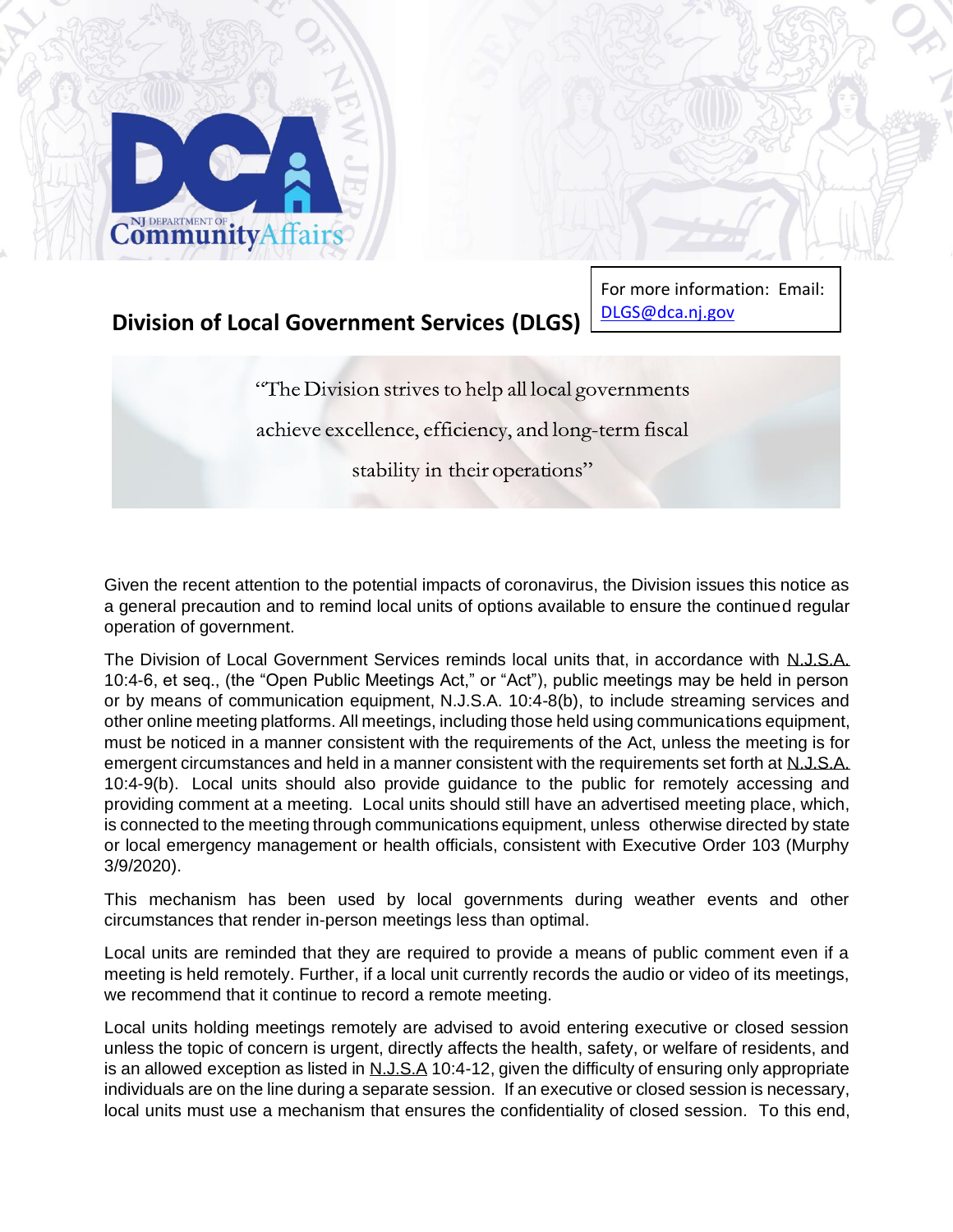NJ DEPARTMENT OF CommunityAffairs

## Division of Local Government Services (DLGS)

For more information: Email: DLGS@dca.nj.gov

"The Division strives to help all local governments achieve excellence, efficiency, and long-term fiscal stability in their operations"

Given the recent attention to the potential impacts of coronavirus, the Division issues this notice as a general precaution and to remind local units of options available to ensure the continued regular operation of government.

The Division of Local Government Services reminds local units that, in accordance with N.J.S.A. 10:4-6, et seq., (the "Open Public Meetings Act," or "Act"), public meetings may be held in person or by means of communication equipment, N.J.S.A. 10:4-8(b), to include streaming services and other online meeting platforms. All meetings, including those held using communications equipment, must be noticed in a manner consistent with the requirements of the Act, unless the meeting is for emergent circumstances and held in a manner consistent with the requirements set forth at N.J.S.A. 10:4-9(b). Local units should also provide guidance to the public for remotely accessing and providing comment at a meeting. Local units should still have an advertised meeting place, which, is connected to the meeting through communications equipment, unless otherwise directed by state or local emergency management or health officials, consistent with Executive Order 103 (Murphy 3/9/2020).

This mechanism has been used by local governments during weather events and other circumstances that render in-person meetings less than optimal.

Local units are reminded that they are required to provide a means of public comment even if a meeting is held remotely. Further, if a local unit currently records the audio or video of its meetings, we recommend that it continue to record a remote meeting.

Local units holding meetings remotely are advised to avoid entering executive or closed session unless the topic of concern is urgent, directly affects the health, safety, or welfare of residents, and is an allowed exception as listed in N.J.S.A 10:4-12, given the difficulty of ensuring only appropriate individuals are on the line during a separate session. If an executive or closed session is necessary, local units must use a mechanism that ensures the confidentiality of closed session. To this end,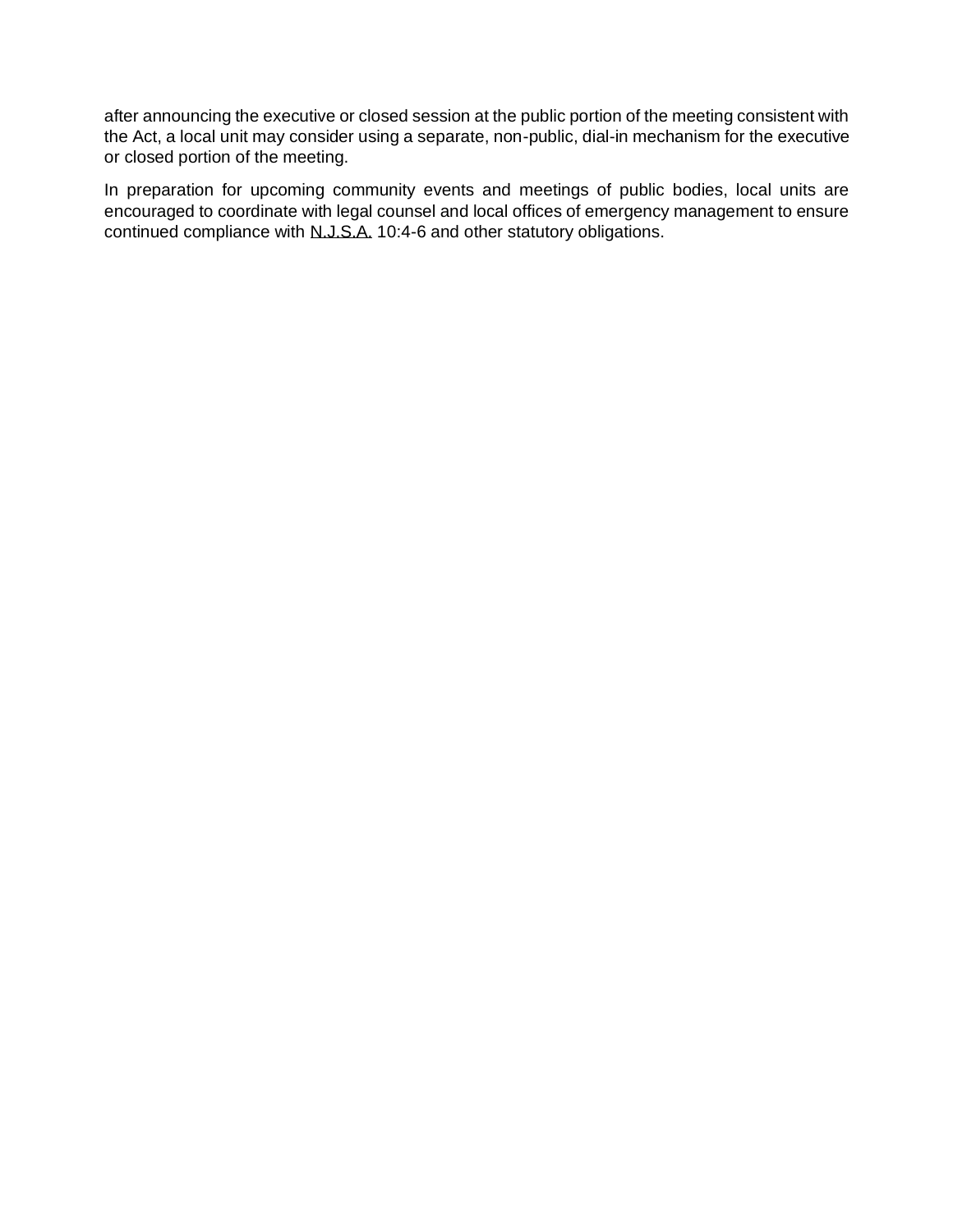after announcing the executive or closed session at the public portion of the meeting consistent with the Act, a local unit may consider using a separate, non-public, dial-in mechanism for the executive or closed portion of the meeting.

In preparation for upcoming community events and meetings of public bodies, local units are encouraged to coordinate with legal counsel and local offices of emergency management to ensure continued compliance with N.J.S.A. 10:4-6 and other statutory obligations.